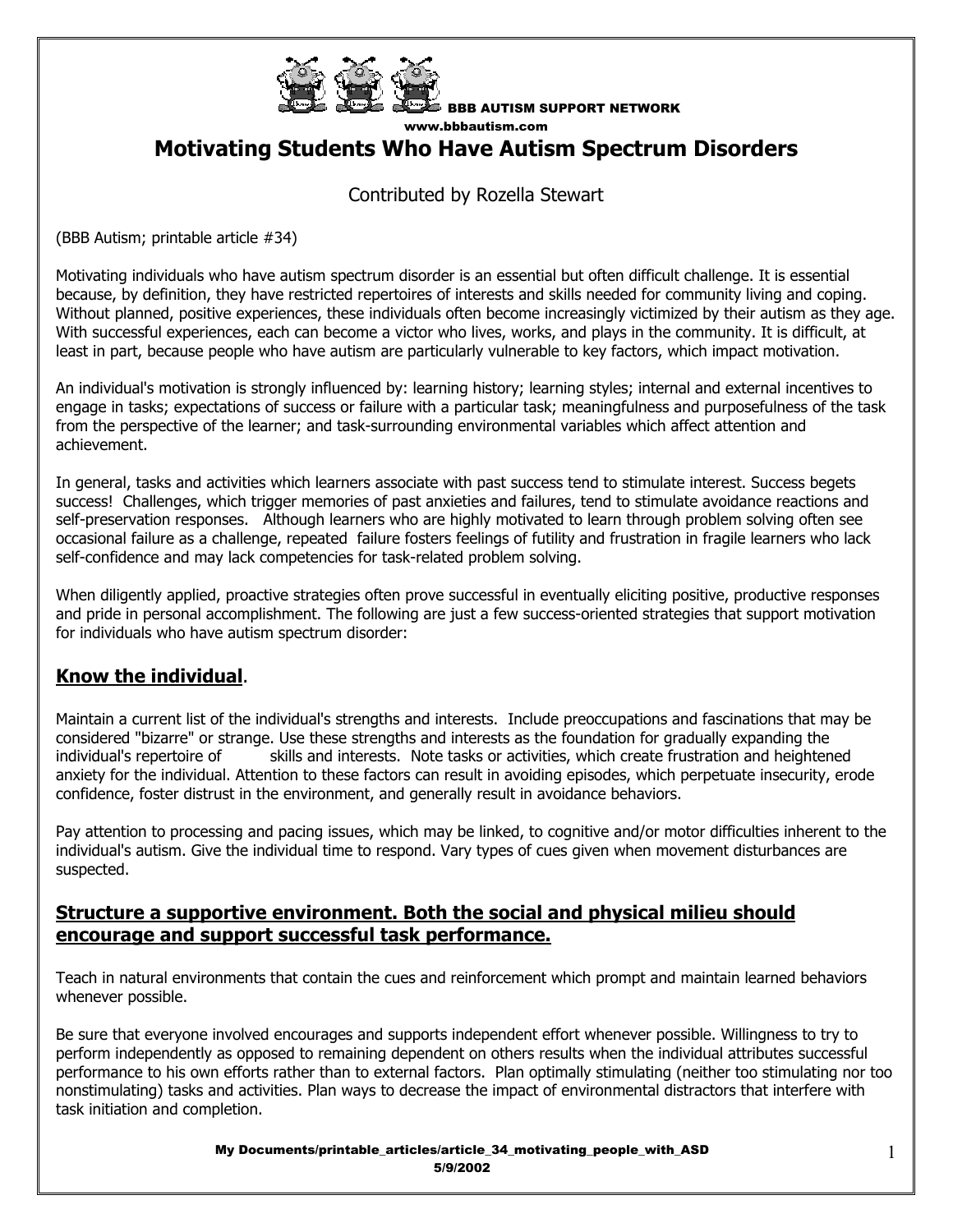BBB AUTISM SUPPORT NETWORK
www.bbbautism.com

# Motivating Students Who Have Autism Spectrum Disorders

Contributed by Rozella Stewart

(BBB Autism; printable article #34)

Motivating individuals who have autism spectrum disorder is an essential but often difficult challenge. It is essential because, by definition, they have restricted repertoires of interests and skills needed for community living and coping. Without planned, positive experiences, these individuals often become increasingly victimized by their autism as they age. With successful experiences, each can become a victor who lives, works, and plays in the community. It is difficult, at least in part, because people who have autism are particularly vulnerable to key factors, which impact motivation.

An individual's motivation is strongly influenced by: learning history; learning styles; internal and external incentives to engage in tasks; expectations of success or failure with a particular task; meaningfulness and purposefulness of the task from the perspective of the learner; and task-surrounding environmental variables which affect attention and achievement.

In general, tasks and activities which learners associate with past success tend to stimulate interest. Success begets success! Challenges, which trigger memories of past anxieties and failures, tend to stimulate avoidance reactions and self-preservation responses. Although learners who are highly motivated to learn through problem solving often see occasional failure as a challenge, repeated failure fosters feelings of futility and frustration in fragile learners who lack self-confidence and may lack competencies for task-related problem solving.

When diligently applied, proactive strategies often prove successful in eventually eliciting positive, productive responses and pride in personal accomplishment. The following are just a few success-oriented strategies that support motivation for individuals who have autism spectrum disorder:

## Know the individual.

Maintain a current list of the individual's strengths and interests. Include preoccupations and fascinations that may be considered "bizarre" or strange. Use these strengths and interests as the foundation for gradually expanding the individual's repertoire of skills and interests. Note tasks or activities, which create frustration and heightened anxiety for the individual. Attention to these factors can result in avoiding episodes, which perpetuate insecurity, erode confidence, foster distrust in the environment, and generally result in avoidance behaviors.

Pay attention to processing and pacing issues, which may be linked, to cognitive and/or motor difficulties inherent to the individual's autism. Give the individual time to respond. Vary types of cues given when movement disturbances are suspected.

## Structure a supportive environment. Both the social and physical milieu should encourage and support successful task performance.

Teach in natural environments that contain the cues and reinforcement which prompt and maintain learned behaviors whenever possible.

Be sure that everyone involved encourages and supports independent effort whenever possible. Willingness to try to perform independently as opposed to remaining dependent on others results when the individual attributes successful performance to his own efforts rather than to external factors. Plan optimally stimulating (neither too stimulating nor too nonstimulating) tasks and activities. Plan ways to decrease the impact of environmental distractors that interfere with task initiation and completion.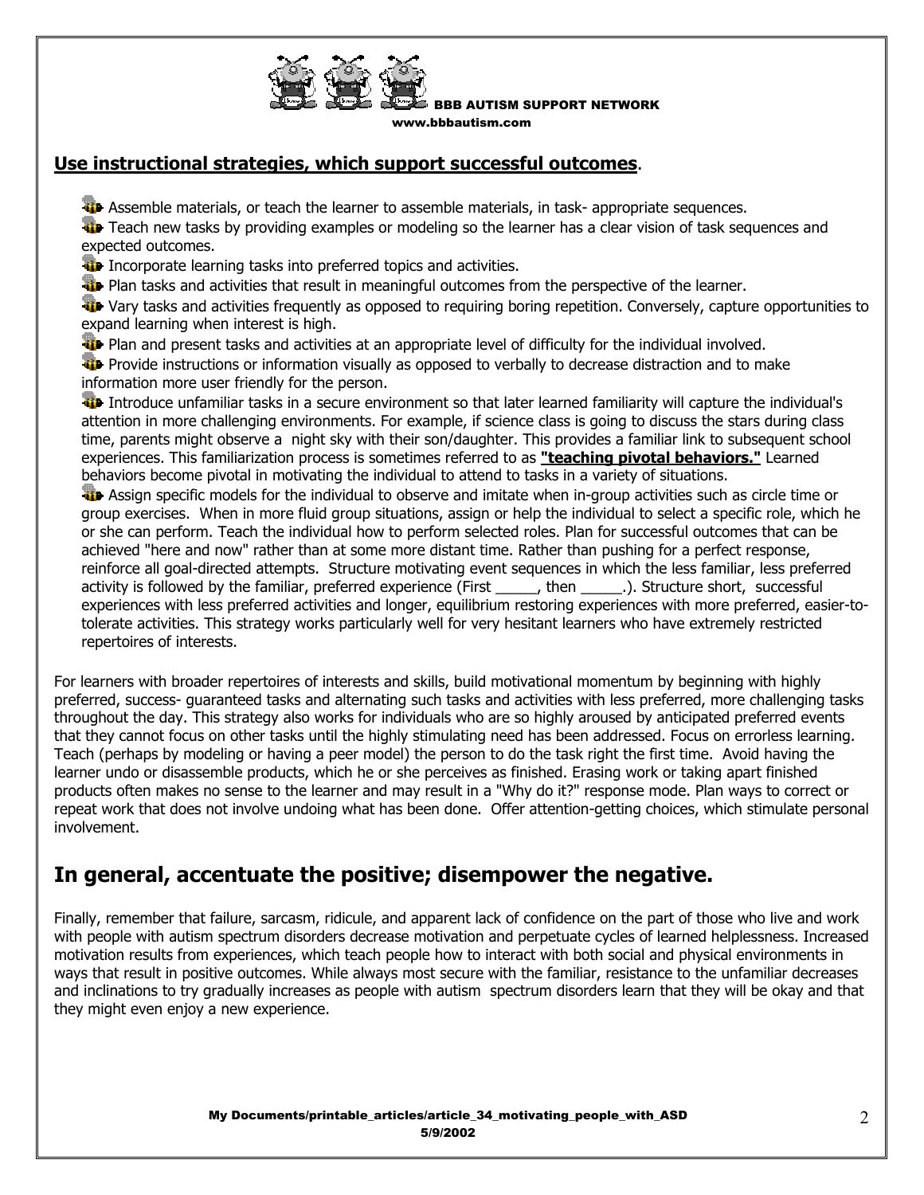## Use instructional strategies, which support successful outcomes.

- Assemble materials, or teach the learner to assemble materials, in task- appropriate sequences.
- Teach new tasks by providing examples or modeling so the learner has a clear vision of task sequences and expected outcomes.
- Incorporate learning tasks into preferred topics and activities.
- Plan tasks and activities that result in meaningful outcomes from the perspective of the learner.
- Vary tasks and activities frequently as opposed to requiring boring repetition. Conversely, capture opportunities to expand learning when interest is high.
- Plan and present tasks and activities at an appropriate level of difficulty for the individual involved.
- Provide instructions or information visually as opposed to verbally to decrease distraction and to make information more user friendly for the person.
- Introduce unfamiliar tasks in a secure environment so that later learned familiarity will capture the individual's attention in more challenging environments. For example, if science class is going to discuss the stars during class time, parents might observe a night sky with their son/daughter. This provides a familiar link to subsequent school experiences. This familiarization process is sometimes referred to as **"teaching pivotal behaviors."** Learned behaviors become pivotal in motivating the individual to attend to tasks in a variety of situations.
- Assign specific models for the individual to observe and imitate when in-group activities such as circle time or group exercises. When in more fluid group situations, assign or help the individual to select a specific role, which he or she can perform. Teach the individual how to perform selected roles. Plan for successful outcomes that can be achieved "here and now" rather than at some more distant time. Rather than pushing for a perfect response, reinforce all goal-directed attempts. Structure motivating event sequences in which the less familiar, less preferred activity is followed by the familiar, preferred experience (First _____, then _____.). Structure short, successful experiences with less preferred activities and longer, equilibrium restoring experiences with more preferred, easier-to-tolerate activities. This strategy works particularly well for very hesitant learners who have extremely restricted repertoires of interests.

For learners with broader repertoires of interests and skills, build motivational momentum by beginning with highly preferred, success- guaranteed tasks and alternating such tasks and activities with less preferred, more challenging tasks throughout the day. This strategy also works for individuals who are so highly aroused by anticipated preferred events that they cannot focus on other tasks until the highly stimulating need has been addressed. Focus on errorless learning. Teach (perhaps by modeling or having a peer model) the person to do the task right the first time. Avoid having the learner undo or disassemble products, which he or she perceives as finished. Erasing work or taking apart finished products often makes no sense to the learner and may result in a "Why do it?" response mode. Plan ways to correct or repeat work that does not involve undoing what has been done. Offer attention-getting choices, which stimulate personal involvement.

## In general, accentuate the positive; disempower the negative.

Finally, remember that failure, sarcasm, ridicule, and apparent lack of confidence on the part of those who live and work with people with autism spectrum disorders decrease motivation and perpetuate cycles of learned helplessness. Increased motivation results from experiences, which teach people how to interact with both social and physical environments in ways that result in positive outcomes. While always most secure with the familiar, resistance to the unfamiliar decreases and inclinations to try gradually increases as people with autism spectrum disorders learn that they will be okay and that they might even enjoy a new experience.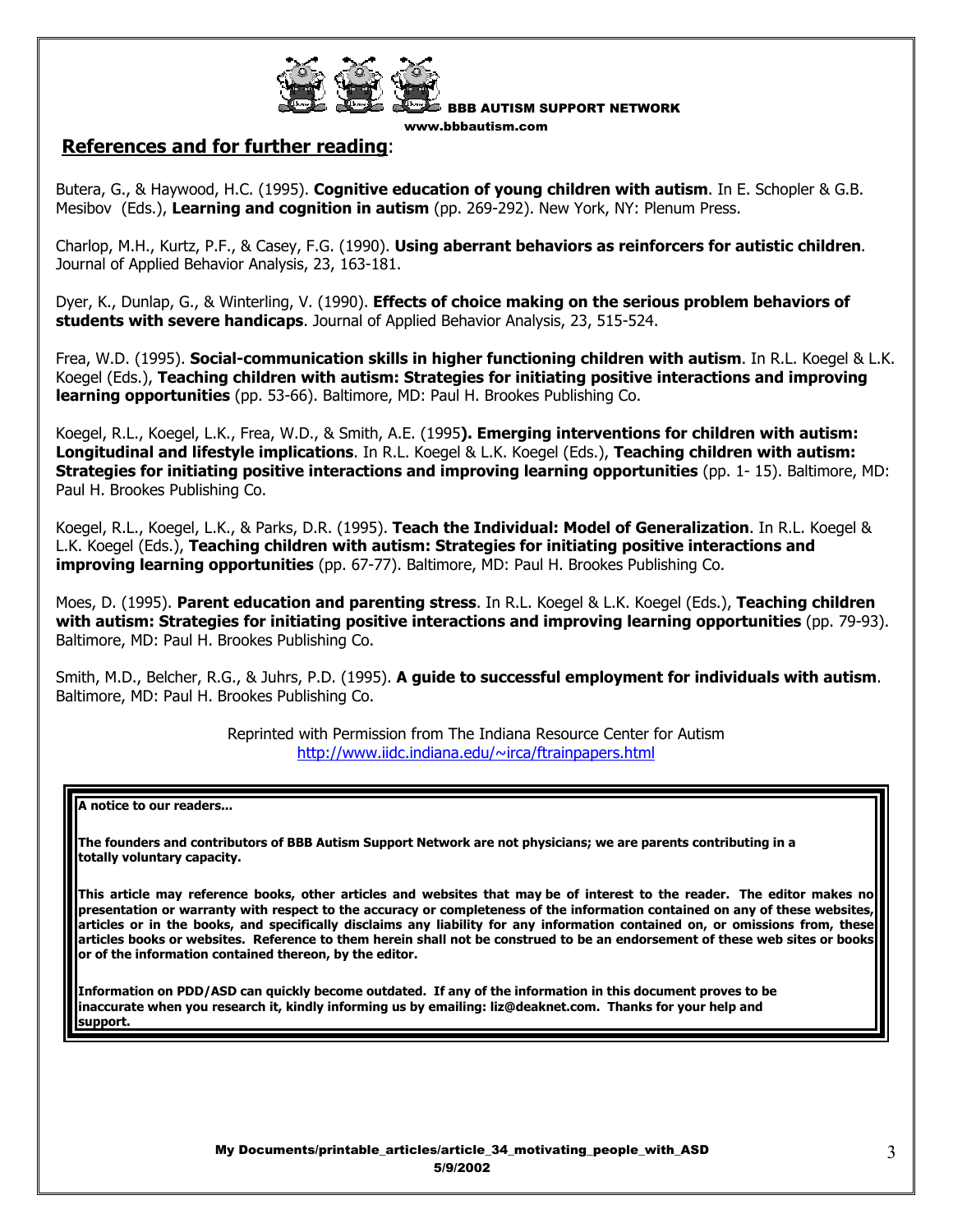BBB AUTISM SUPPORT NETWORK
www.bbbautism.com

## References and for further reading:

Butera, G., & Haywood, H.C. (1995). **Cognitive education of young children with autism**. In E. Schopler & G.B. Mesibov (Eds.), **Learning and cognition in autism** (pp. 269-292). New York, NY: Plenum Press.

Charlop, M.H., Kurtz, P.F., & Casey, F.G. (1990). **Using aberrant behaviors as reinforcers for autistic children**. Journal of Applied Behavior Analysis, 23, 163-181.

Dyer, K., Dunlap, G., & Winterling, V. (1990). **Effects of choice making on the serious problem behaviors of students with severe handicaps**. Journal of Applied Behavior Analysis, 23, 515-524.

Frea, W.D. (1995). **Social-communication skills in higher functioning children with autism**. In R.L. Koegel & L.K. Koegel (Eds.), **Teaching children with autism: Strategies for initiating positive interactions and improving learning opportunities** (pp. 53-66). Baltimore, MD: Paul H. Brookes Publishing Co.

Koegel, R.L., Koegel, L.K., Frea, W.D., & Smith, A.E. (1995**). Emerging interventions for children with autism: Longitudinal and lifestyle implications**. In R.L. Koegel & L.K. Koegel (Eds.), **Teaching children with autism: Strategies for initiating positive interactions and improving learning opportunities** (pp. 1- 15). Baltimore, MD: Paul H. Brookes Publishing Co.

Koegel, R.L., Koegel, L.K., & Parks, D.R. (1995). **Teach the Individual: Model of Generalization**. In R.L. Koegel & L.K. Koegel (Eds.), **Teaching children with autism: Strategies for initiating positive interactions and improving learning opportunities** (pp. 67-77). Baltimore, MD: Paul H. Brookes Publishing Co.

Moes, D. (1995). **Parent education and parenting stress**. In R.L. Koegel & L.K. Koegel (Eds.), **Teaching children with autism: Strategies for initiating positive interactions and improving learning opportunities** (pp. 79-93). Baltimore, MD: Paul H. Brookes Publishing Co.

Smith, M.D., Belcher, R.G., & Juhrs, P.D. (1995). **A guide to successful employment for individuals with autism**. Baltimore, MD: Paul H. Brookes Publishing Co.

Reprinted with Permission from The Indiana Resource Center for Autism
http://www.iidc.indiana.edu/~irca/ftrainpapers.html

**A notice to our readers...**

**The founders and contributors of BBB Autism Support Network are not physicians; we are parents contributing in a totally voluntary capacity.**

**This article may reference books, other articles and websites that may be of interest to the reader. The editor makes no presentation or warranty with respect to the accuracy or completeness of the information contained on any of these websites, articles or in the books, and specifically disclaims any liability for any information contained on, or omissions from, these articles books or websites. Reference to them herein shall not be construed to be an endorsement of these web sites or books or of the information contained thereon, by the editor.**

**Information on PDD/ASD can quickly become outdated. If any of the information in this document proves to be inaccurate when you research it, kindly informing us by emailing: liz@deaknet.com. Thanks for your help and support.**